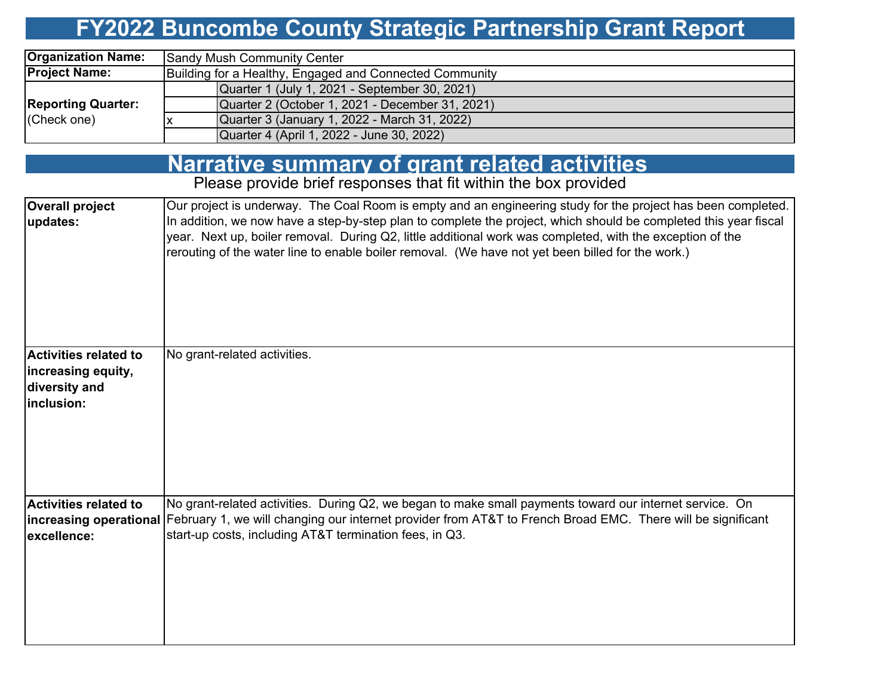# FY2022 Buncombe County Strategic Partnership Grant Report

| | | |
|---|---|---|
| **Organization Name:** | Sandy Mush Community Center | |
| **Project Name:** | Building for a Healthy, Engaged and Connected Community | |
| **Reporting Quarter:** (Check one) | | Quarter 1 (July 1, 2021 - September 30, 2021) |
| | | Quarter 2 (October 1, 2021 - December 31, 2021) |
| | x | Quarter 3 (January 1, 2022 - March 31, 2022) |
| | | Quarter 4 (April 1, 2022 - June 30, 2022) |

## Narrative summary of grant related activities

Please provide brief responses that fit within the box provided

| | |
|---|---|
| **Overall project updates:** | Our project is underway. The Coal Room is empty and an engineering study for the project has been completed. In addition, we now have a step-by-step plan to complete the project, which should be completed this year fiscal year. Next up, boiler removal. During Q2, little additional work was completed, with the exception of the rerouting of the water line to enable boiler removal. (We have not yet been billed for the work.) |
| **Activities related to increasing equity, diversity and inclusion:** | No grant-related activities. |
| **Activities related to increasing operational excellence:** | No grant-related activities. During Q2, we began to make small payments toward our internet service. On February 1, we will changing our internet provider from AT&T to French Broad EMC. There will be significant start-up costs, including AT&T termination fees, in Q3. |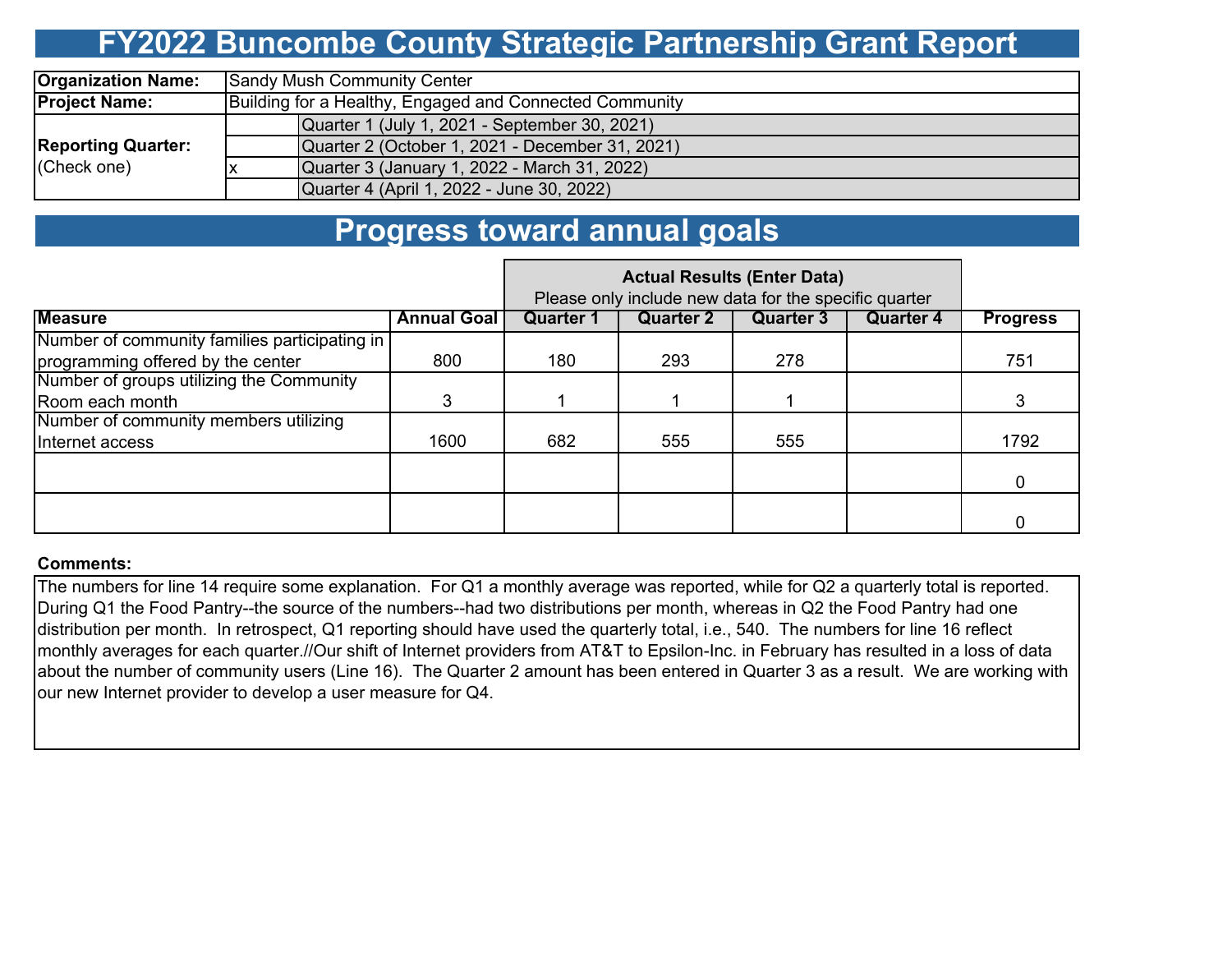# FY2022 Buncombe County Strategic Partnership Grant Report

| | | |
|---|---|---|
| **Organization Name:** | Sandy Mush Community Center | |
| **Project Name:** | Building for a Healthy, Engaged and Connected Community | |
| **Reporting Quarter:** (Check one) | | Quarter 1 (July 1, 2021 - September 30, 2021) |
| | | Quarter 2 (October 1, 2021 - December 31, 2021) |
| | x | Quarter 3 (January 1, 2022 - March 31, 2022) |
| | | Quarter 4 (April 1, 2022 - June 30, 2022) |

# Progress toward annual goals

| | | Actual Results (Enter Data) Please only include new data for the specific quarter | | | | |
|---|---|---|---|---|---|---|
| **Measure** | **Annual Goal** | **Quarter 1** | **Quarter 2** | **Quarter 3** | **Quarter 4** | **Progress** |
| Number of community families participating in programming offered by the center | 800 | 180 | 293 | 278 | | 751 |
| Number of groups utilizing the Community Room each month | 3 | 1 | 1 | 1 | | 3 |
| Number of community members utilizing Internet access | 1600 | 682 | 555 | 555 | | 1792 |
| | | | | | | 0 |
| | | | | | | 0 |

**Comments:**

The numbers for line 14 require some explanation. For Q1 a monthly average was reported, while for Q2 a quarterly total is reported. During Q1 the Food Pantry--the source of the numbers--had two distributions per month, whereas in Q2 the Food Pantry had one distribution per month. In retrospect, Q1 reporting should have used the quarterly total, i.e., 540. The numbers for line 16 reflect monthly averages for each quarter.//Our shift of Internet providers from AT&T to Epsilon-Inc. in February has resulted in a loss of data about the number of community users (Line 16). The Quarter 2 amount has been entered in Quarter 3 as a result. We are working with our new Internet provider to develop a user measure for Q4.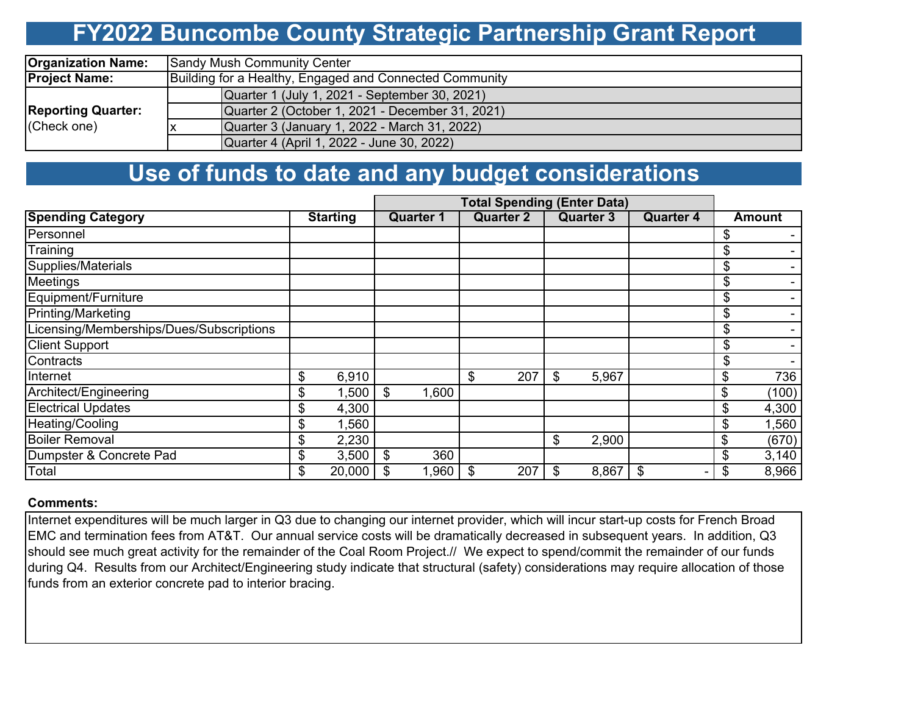# FY2022 Buncombe County Strategic Partnership Grant Report

| | | |
|---|---|---|
| **Organization Name:** | Sandy Mush Community Center | |
| **Project Name:** | Building for a Healthy, Engaged and Connected Community | |
| **Reporting Quarter:** (Check one) | | Quarter 1 (July 1, 2021 - September 30, 2021) |
| | | Quarter 2 (October 1, 2021 - December 31, 2021) |
| | x | Quarter 3 (January 1, 2022 - March 31, 2022) |
| | | Quarter 4 (April 1, 2022 - June 30, 2022) |

# Use of funds to date and any budget considerations

| | | Total Spending (Enter Data) | | | | |
|---|---|---|---|---|---|---|
| **Spending Category** | **Starting** | **Quarter 1** | **Quarter 2** | **Quarter 3** | **Quarter 4** | **Amount** |
| Personnel | | | | | | $ - |
| Training | | | | | | $ - |
| Supplies/Materials | | | | | | $ - |
| Meetings | | | | | | $ - |
| Equipment/Furniture | | | | | | $ - |
| Printing/Marketing | | | | | | $ - |
| Licensing/Memberships/Dues/Subscriptions | | | | | | $ - |
| Client Support | | | | | | $ - |
| Contracts | | | | | | $ - |
| Internet | $ 6,910 | | $ 207 | $ 5,967 | | $ 736 |
| Architect/Engineering | $ 1,500 | $ 1,600 | | | | $ (100) |
| Electrical Updates | $ 4,300 | | | | | $ 4,300 |
| Heating/Cooling | $ 1,560 | | | | | $ 1,560 |
| Boiler Removal | $ 2,230 | | | $ 2,900 | | $ (670) |
| Dumpster & Concrete Pad | $ 3,500 | $ 360 | | | | $ 3,140 |
| Total | $ 20,000 | $ 1,960 | $ 207 | $ 8,867 | $ - | $ 8,966 |

**Comments:**

Internet expenditures will be much larger in Q3 due to changing our internet provider, which will incur start-up costs for French Broad EMC and termination fees from AT&T. Our annual service costs will be dramatically decreased in subsequent years. In addition, Q3 should see much great activity for the remainder of the Coal Room Project.// We expect to spend/commit the remainder of our funds during Q4. Results from our Architect/Engineering study indicate that structural (safety) considerations may require allocation of those funds from an exterior concrete pad to interior bracing.